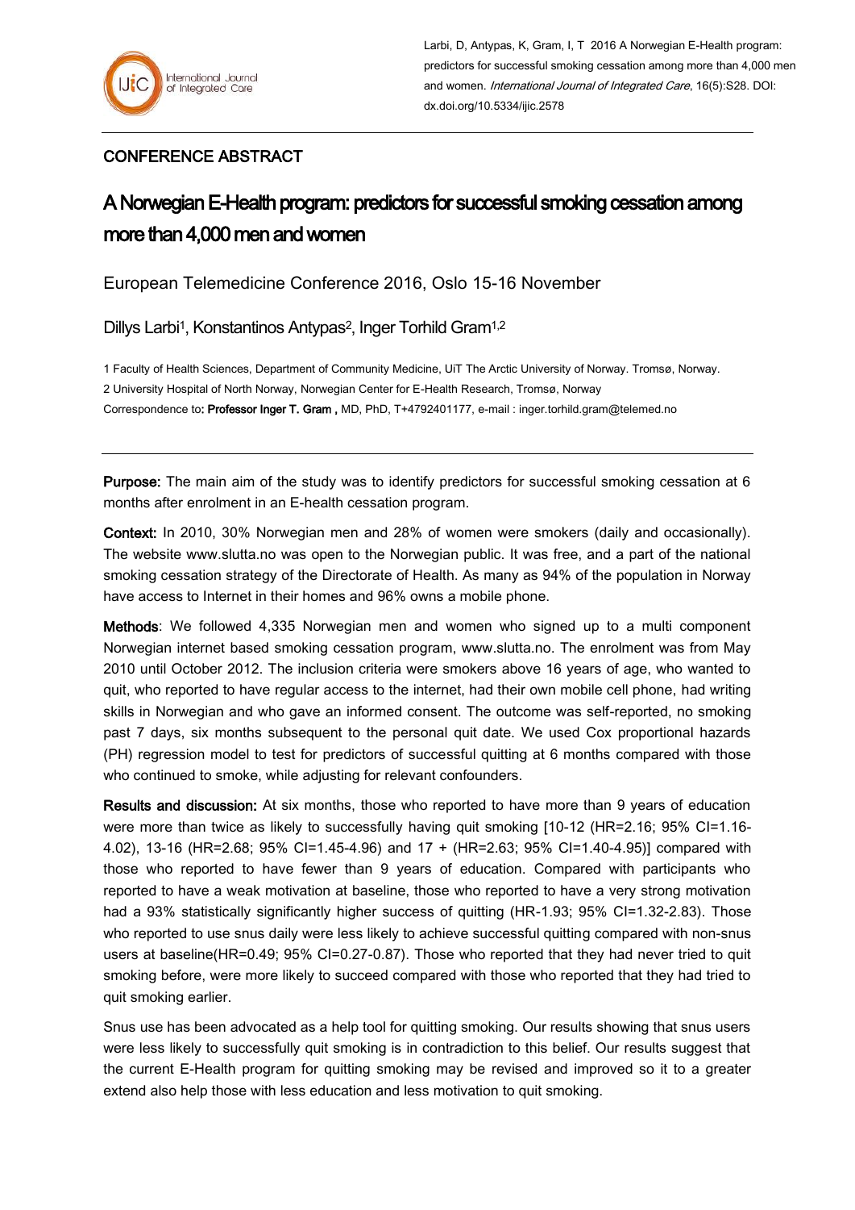Larbi, D, Antypas, K, Gram, I, T 2016 A Norwegian E-Health program: predictors for successful smoking cessation among more than 4,000 men and women. *International Journal of Integrated Care*, 16(5):S28. DOI: dx.doi.org/10.5334/ijic.2578

## CONFERENCE ABSTRACT

# A Norwegian E-Health program: predictors for successful smoking cessation among more than 4,000 men and women

European Telemedicine Conference 2016, Oslo 15-16 November

Dillys Larbi[1], Konstantinos Antypas[2], Inger Torhild Gram[1,2]

1 Faculty of Health Sciences, Department of Community Medicine, UiT The Arctic University of Norway. Tromsø, Norway.
2 University Hospital of North Norway, Norwegian Center for E-Health Research, Tromsø, Norway
Correspondence to: **Professor Inger T. Gram ,** MD, PhD, T+4792401177, e-mail : inger.torhild.gram@telemed.no

---

**Purpose:** The main aim of the study was to identify predictors for successful smoking cessation at 6 months after enrolment in an E-health cessation program.

**Context:** In 2010, 30% Norwegian men and 28% of women were smokers (daily and occasionally). The website www.slutta.no was open to the Norwegian public. It was free, and a part of the national smoking cessation strategy of the Directorate of Health. As many as 94% of the population in Norway have access to Internet in their homes and 96% owns a mobile phone.

**Methods**: We followed 4,335 Norwegian men and women who signed up to a multi component Norwegian internet based smoking cessation program, www.slutta.no. The enrolment was from May 2010 until October 2012. The inclusion criteria were smokers above 16 years of age, who wanted to quit, who reported to have regular access to the internet, had their own mobile cell phone, had writing skills in Norwegian and who gave an informed consent. The outcome was self-reported, no smoking past 7 days, six months subsequent to the personal quit date. We used Cox proportional hazards (PH) regression model to test for predictors of successful quitting at 6 months compared with those who continued to smoke, while adjusting for relevant confounders.

**Results and discussion:** At six months, those who reported to have more than 9 years of education were more than twice as likely to successfully having quit smoking [10-12 (HR=2.16; 95% CI=1.16-4.02), 13-16 (HR=2.68; 95% CI=1.45-4.96) and 17 + (HR=2.63; 95% CI=1.40-4.95)] compared with those who reported to have fewer than 9 years of education. Compared with participants who reported to have a weak motivation at baseline, those who reported to have a very strong motivation had a 93% statistically significantly higher success of quitting (HR-1.93; 95% CI=1.32-2.83). Those who reported to use snus daily were less likely to achieve successful quitting compared with non-snus users at baseline(HR=0.49; 95% CI=0.27-0.87). Those who reported that they had never tried to quit smoking before, were more likely to succeed compared with those who reported that they had tried to quit smoking earlier.

Snus use has been advocated as a help tool for quitting smoking. Our results showing that snus users were less likely to successfully quit smoking is in contradiction to this belief. Our results suggest that the current E-Health program for quitting smoking may be revised and improved so it to a greater extend also help those with less education and less motivation to quit smoking.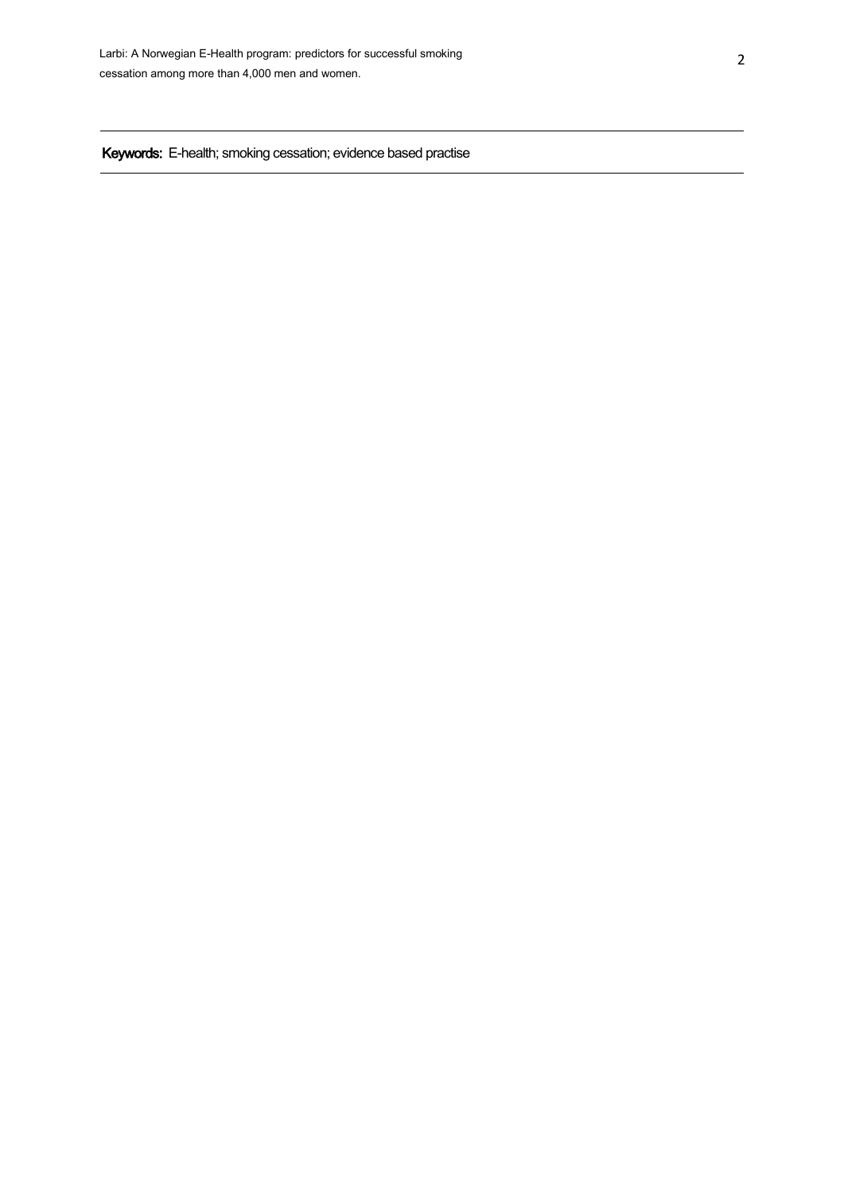**Keywords:** E-health; smoking cessation; evidence based practise